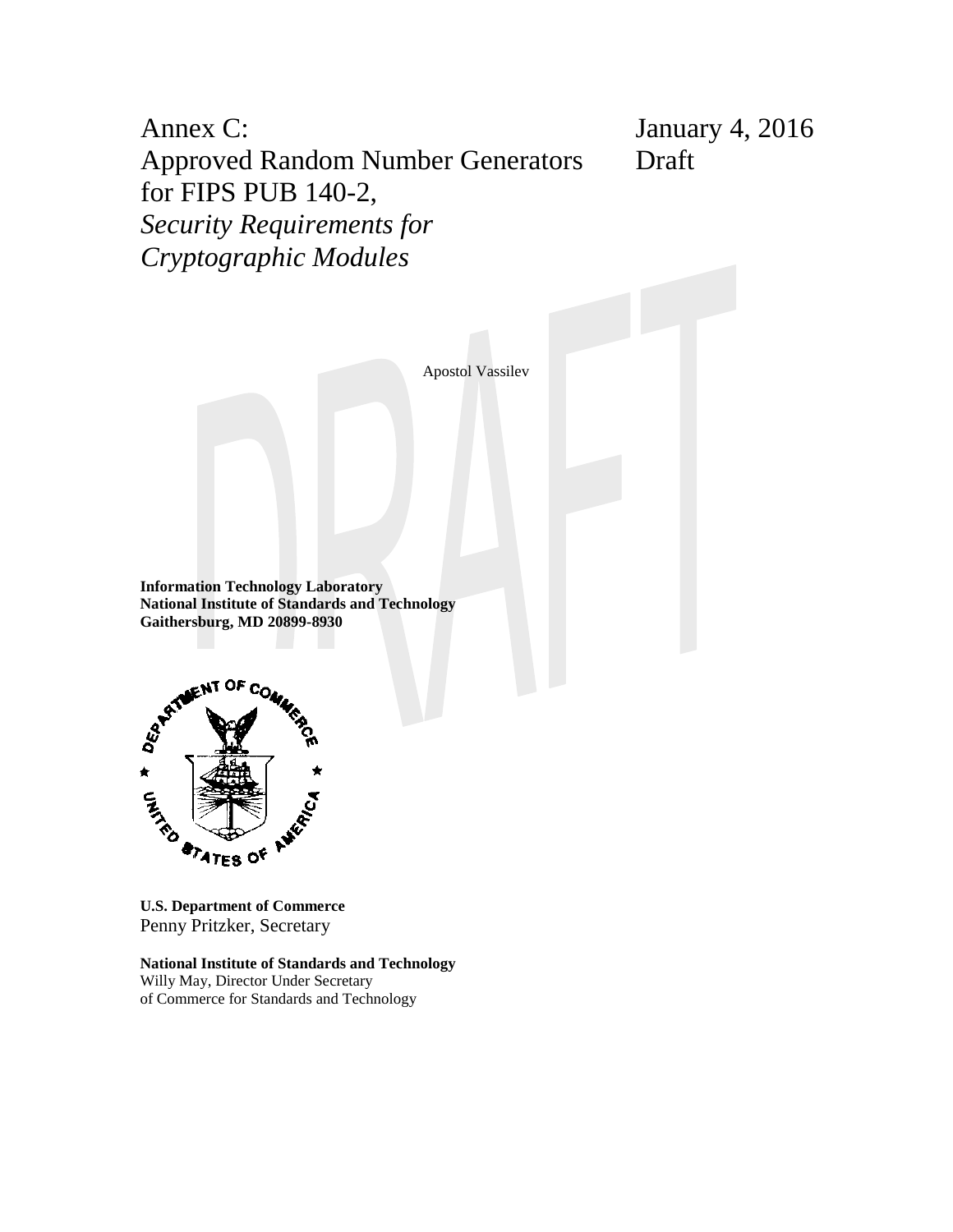# Annex C: Approved Random Number Generators for FIPS PUB 140-2, *Security Requirements for Cryptographic Modules*

January 4, 2016
Draft

Apostol Vassilev

**Information Technology Laboratory**
**National Institute of Standards and Technology**
**Gaithersburg, MD 20899-8930**

**U.S. Department of Commerce**
Penny Pritzker, Secretary

**National Institute of Standards and Technology**
Willy May, Director Under Secretary
of Commerce for Standards and Technology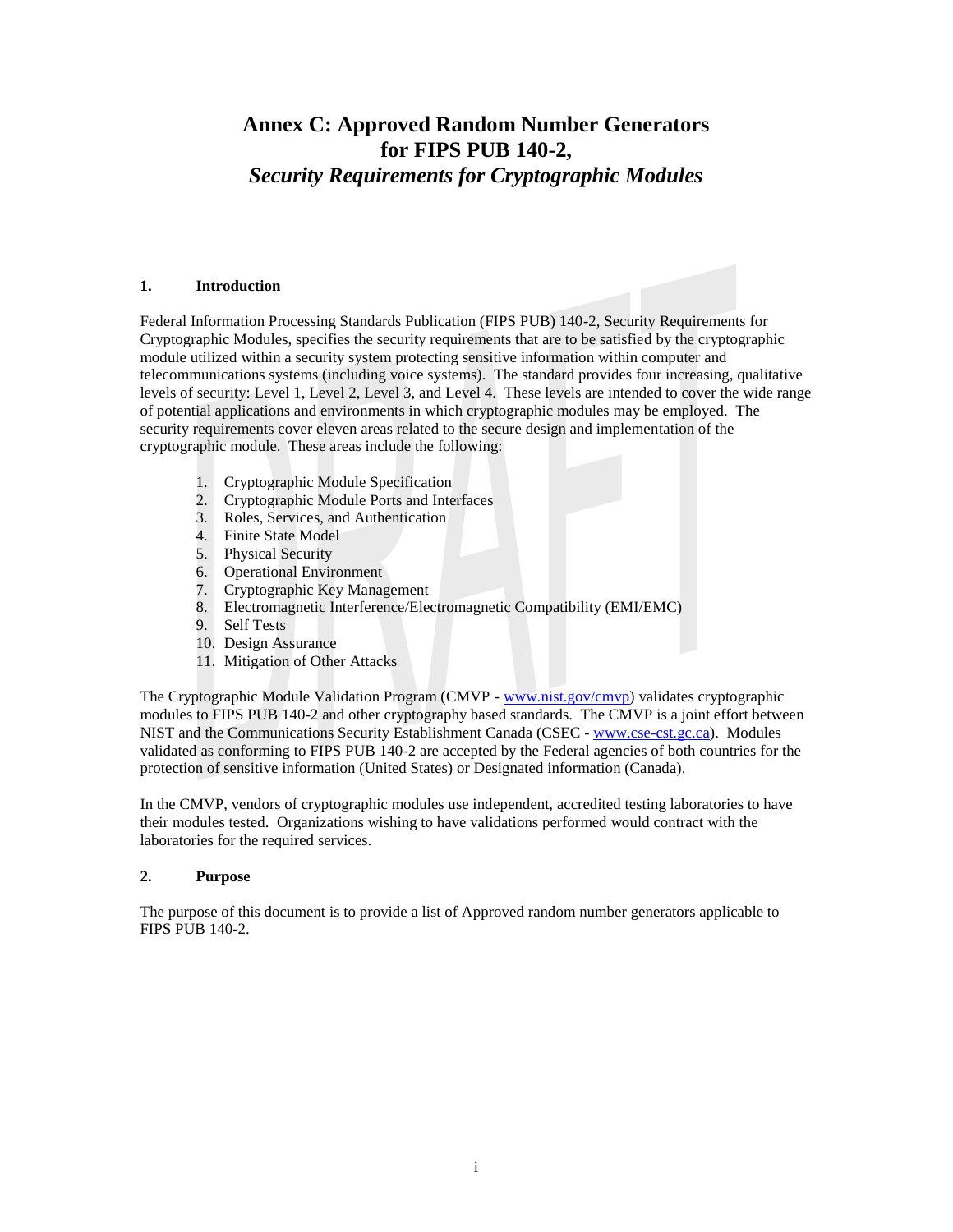# Annex C: Approved Random Number Generators for FIPS PUB 140-2, *Security Requirements for Cryptographic Modules*

## 1. Introduction

Federal Information Processing Standards Publication (FIPS PUB) 140-2, Security Requirements for Cryptographic Modules, specifies the security requirements that are to be satisfied by the cryptographic module utilized within a security system protecting sensitive information within computer and telecommunications systems (including voice systems). The standard provides four increasing, qualitative levels of security: Level 1, Level 2, Level 3, and Level 4. These levels are intended to cover the wide range of potential applications and environments in which cryptographic modules may be employed. The security requirements cover eleven areas related to the secure design and implementation of the cryptographic module. These areas include the following:

1. Cryptographic Module Specification
2. Cryptographic Module Ports and Interfaces
3. Roles, Services, and Authentication
4. Finite State Model
5. Physical Security
6. Operational Environment
7. Cryptographic Key Management
8. Electromagnetic Interference/Electromagnetic Compatibility (EMI/EMC)
9. Self Tests
10. Design Assurance
11. Mitigation of Other Attacks

The Cryptographic Module Validation Program (CMVP - www.nist.gov/cmvp) validates cryptographic modules to FIPS PUB 140-2 and other cryptography based standards. The CMVP is a joint effort between NIST and the Communications Security Establishment Canada (CSEC - www.cse-cst.gc.ca). Modules validated as conforming to FIPS PUB 140-2 are accepted by the Federal agencies of both countries for the protection of sensitive information (United States) or Designated information (Canada).

In the CMVP, vendors of cryptographic modules use independent, accredited testing laboratories to have their modules tested. Organizations wishing to have validations performed would contract with the laboratories for the required services.

## 2. Purpose

The purpose of this document is to provide a list of Approved random number generators applicable to FIPS PUB 140-2.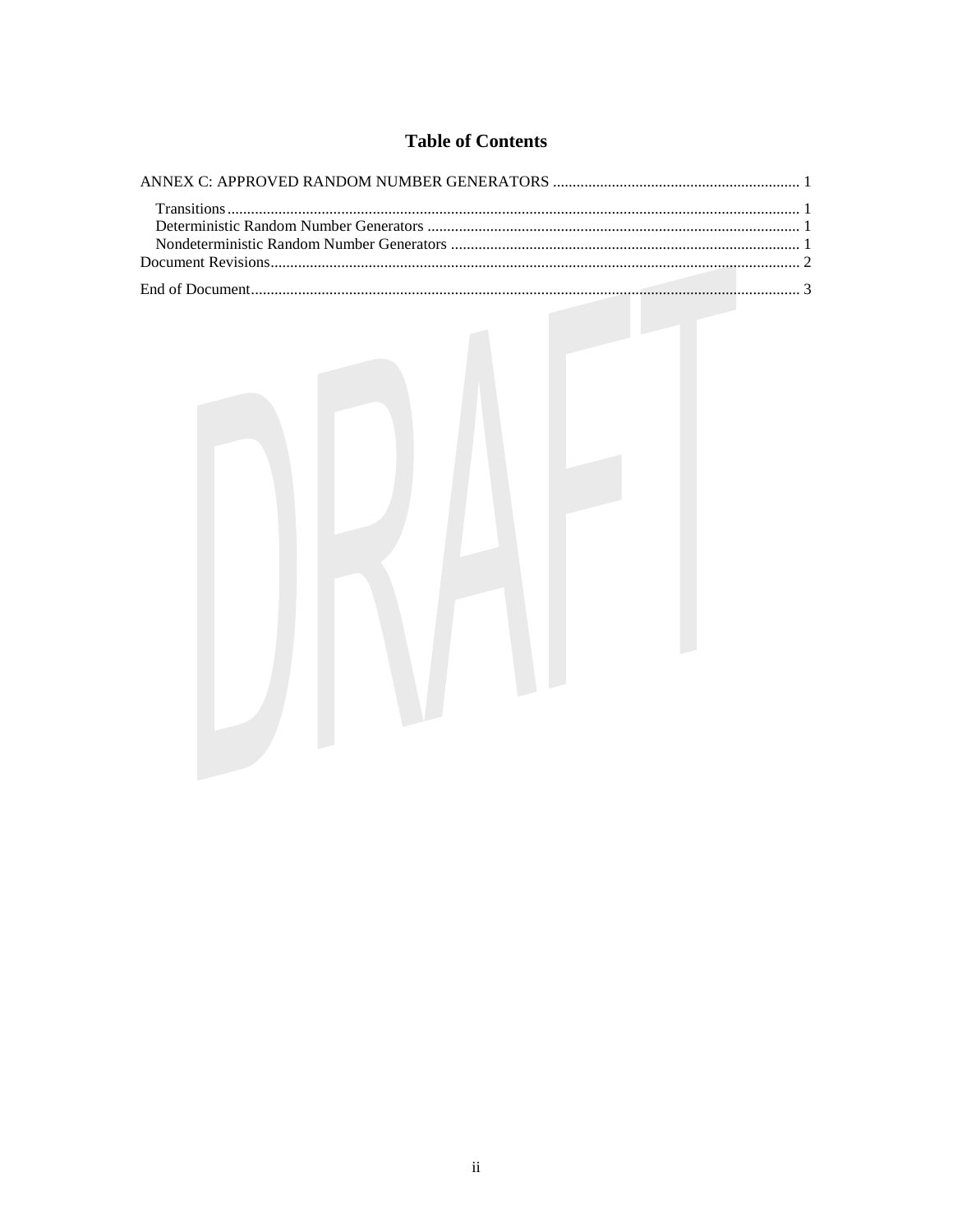# Table of Contents

ANNEX C: APPROVED RANDOM NUMBER GENERATORS ........................................................... 1

- Transitions ........................................................................................................................... 1
- Deterministic Random Number Generators ......................................................................... 1
- Nondeterministic Random Number Generators .................................................................... 1

Document Revisions ..................................................................................................................... 2

End of Document .......................................................................................................................... 3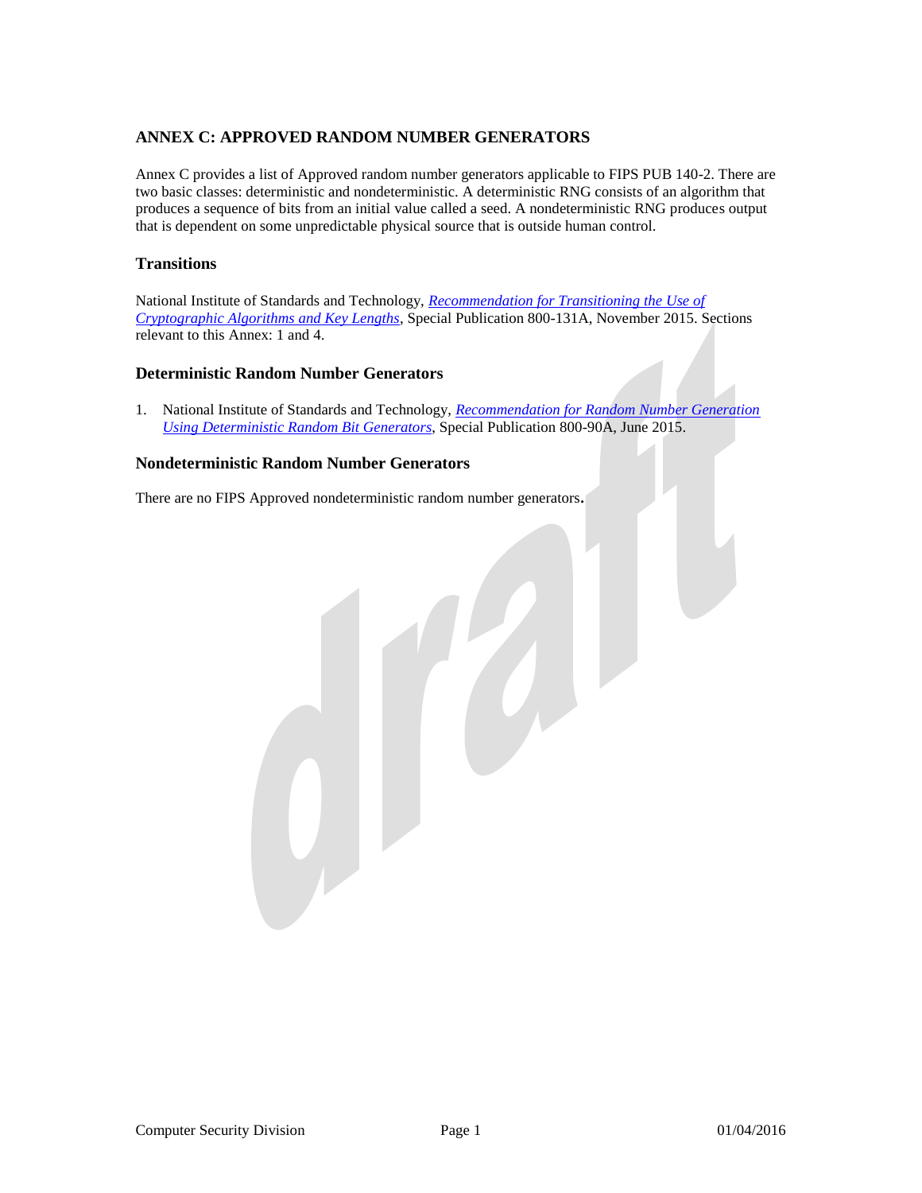## ANNEX C: APPROVED RANDOM NUMBER GENERATORS

Annex C provides a list of Approved random number generators applicable to FIPS PUB 140-2. There are two basic classes: deterministic and nondeterministic. A deterministic RNG consists of an algorithm that produces a sequence of bits from an initial value called a seed. A nondeterministic RNG produces output that is dependent on some unpredictable physical source that is outside human control.

### Transitions

National Institute of Standards and Technology, *Recommendation for Transitioning the Use of Cryptographic Algorithms and Key Lengths*, Special Publication 800-131A, November 2015. Sections relevant to this Annex: 1 and 4.

### Deterministic Random Number Generators

1. National Institute of Standards and Technology, *Recommendation for Random Number Generation Using Deterministic Random Bit Generators*, Special Publication 800-90A, June 2015.

### Nondeterministic Random Number Generators

There are no FIPS Approved nondeterministic random number generators.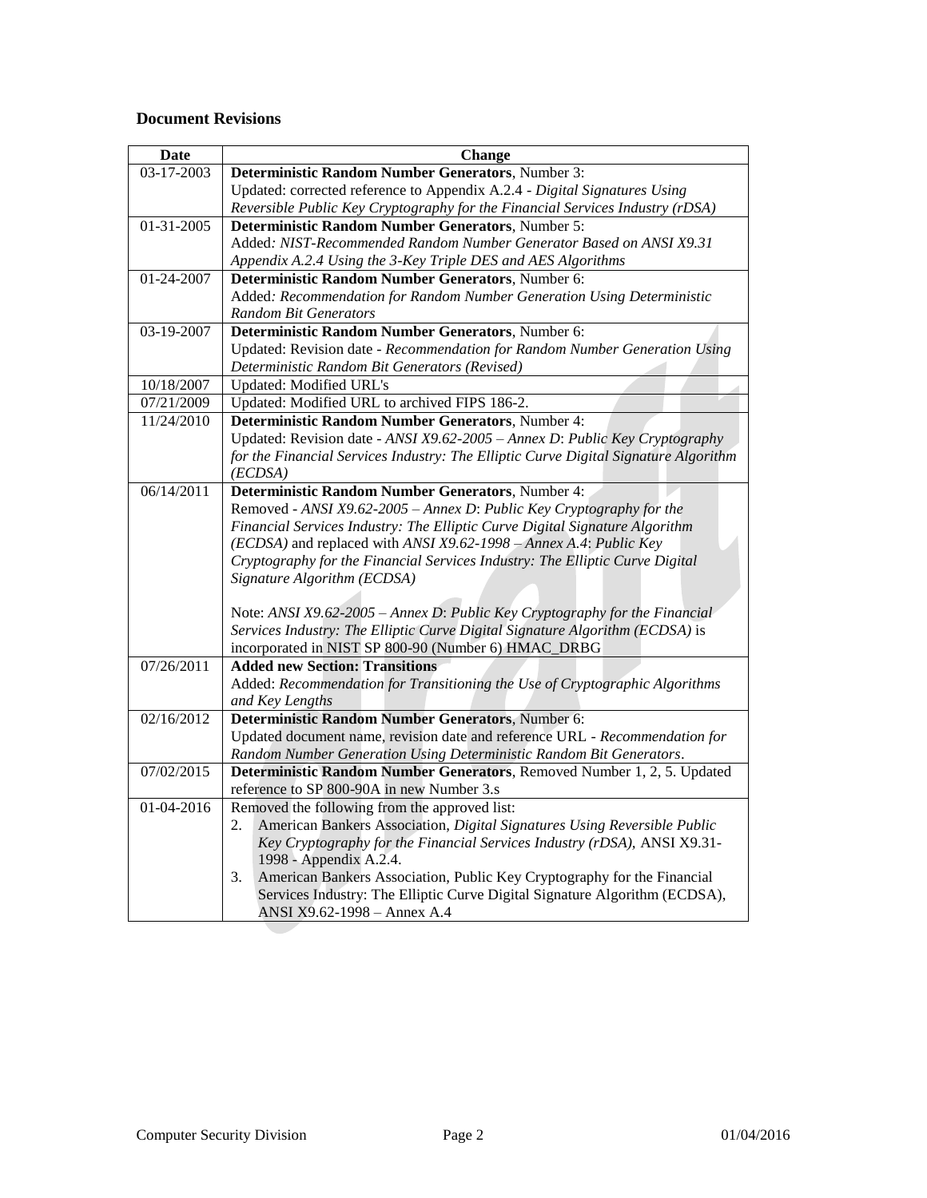## Document Revisions

| Date | Change |
|---|---|
| 03-17-2003 | **Deterministic Random Number Generators**, Number 3: Updated: corrected reference to Appendix A.2.4 - *Digital Signatures Using Reversible Public Key Cryptography for the Financial Services Industry (rDSA)* |
| 01-31-2005 | **Deterministic Random Number Generators**, Number 5: Added*: NIST-Recommended Random Number Generator Based on ANSI X9.31 Appendix A.2.4 Using the 3-Key Triple DES and AES Algorithms* |
| 01-24-2007 | **Deterministic Random Number Generators**, Number 6: Added*: Recommendation for Random Number Generation Using Deterministic Random Bit Generators* |
| 03-19-2007 | **Deterministic Random Number Generators**, Number 6: Updated: Revision date - *Recommendation for Random Number Generation Using Deterministic Random Bit Generators (Revised)* |
| 10/18/2007 | Updated: Modified URL's |
| 07/21/2009 | Updated: Modified URL to archived FIPS 186-2. |
| 11/24/2010 | **Deterministic Random Number Generators**, Number 4: Updated: Revision date - *ANSI X9.62-2005 – Annex D*: *Public Key Cryptography for the Financial Services Industry: The Elliptic Curve Digital Signature Algorithm (ECDSA)* |
| 06/14/2011 | **Deterministic Random Number Generators**, Number 4: Removed - *ANSI X9.62-2005 – Annex D*: *Public Key Cryptography for the Financial Services Industry: The Elliptic Curve Digital Signature Algorithm (ECDSA)* and replaced with *ANSI X9.62-1998 – Annex A.4*: *Public Key Cryptography for the Financial Services Industry: The Elliptic Curve Digital Signature Algorithm (ECDSA)*<br><br>Note: *ANSI X9.62-2005 – Annex D*: *Public Key Cryptography for the Financial Services Industry: The Elliptic Curve Digital Signature Algorithm (ECDSA)* is incorporated in NIST SP 800-90 (Number 6) HMAC_DRBG |
| 07/26/2011 | **Added new Section: Transitions** Added: *Recommendation for Transitioning the Use of Cryptographic Algorithms and Key Lengths* |
| 02/16/2012 | **Deterministic Random Number Generators**, Number 6: Updated document name, revision date and reference URL - *Recommendation for Random Number Generation Using Deterministic Random Bit Generators*. |
| 07/02/2015 | **Deterministic Random Number Generators**, Removed Number 1, 2, 5. Updated reference to SP 800-90A in new Number 3.s |
| 01-04-2016 | Removed the following from the approved list:<br>2. American Bankers Association, *Digital Signatures Using Reversible Public Key Cryptography for the Financial Services Industry (rDSA)*, ANSI X9.31-1998 - Appendix A.2.4.<br>3. American Bankers Association, Public Key Cryptography for the Financial Services Industry: The Elliptic Curve Digital Signature Algorithm (ECDSA), ANSI X9.62-1998 – Annex A.4 |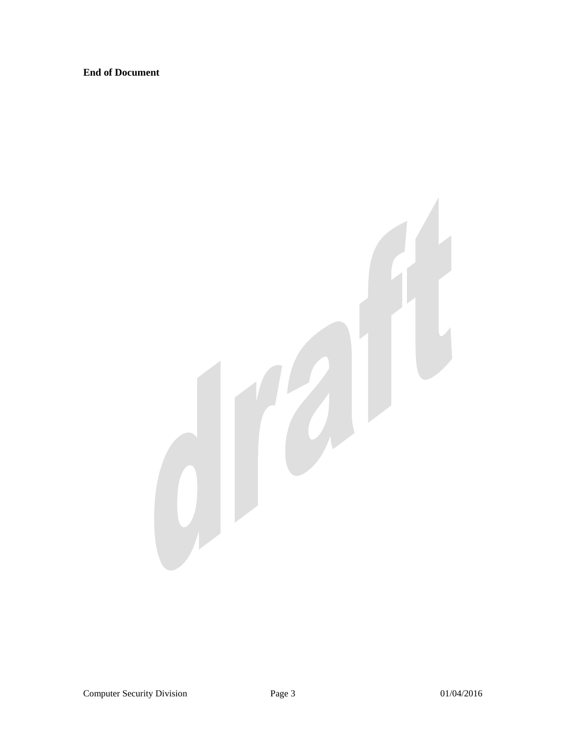**End of Document**